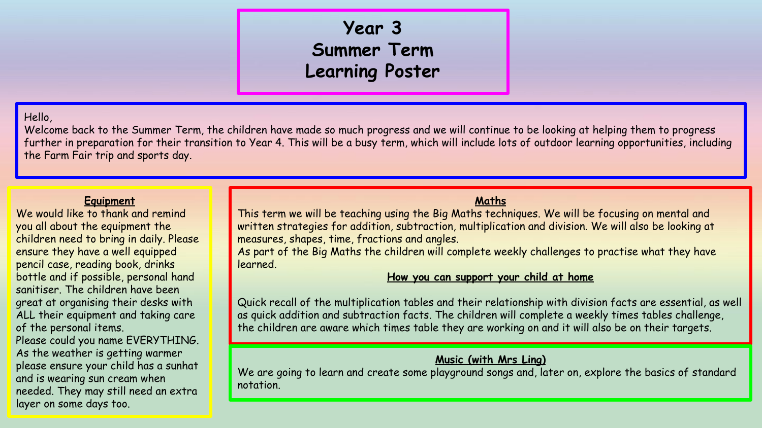# Year 3
# Summer Term
# Learning Poster

Hello,
Welcome back to the Summer Term, the children have made so much progress and we will continue to be looking at helping them to progress further in preparation for their transition to Year 4. This will be a busy term, which will include lots of outdoor learning opportunities, including the Farm Fair trip and sports day.

## Equipment

We would like to thank and remind you all about the equipment the children need to bring in daily. Please ensure they have a well equipped pencil case, reading book, drinks bottle and if possible, personal hand sanitiser. The children have been great at organising their desks with ALL their equipment and taking care of the personal items.
Please could you name EVERYTHING.
As the weather is getting warmer please ensure your child has a sunhat and is wearing sun cream when needed. They may still need an extra layer on some days too.

## Maths

This term we will be teaching using the Big Maths techniques. We will be focusing on mental and written strategies for addition, subtraction, multiplication and division. We will also be looking at measures, shapes, time, fractions and angles.
As part of the Big Maths the children will complete weekly challenges to practise what they have learned.

### How you can support your child at home

Quick recall of the multiplication tables and their relationship with division facts are essential, as well as quick addition and subtraction facts. The children will complete a weekly times tables challenge, the children are aware which times table they are working on and it will also be on their targets.

## Music (with Mrs Ling)

We are going to learn and create some playground songs and, later on, explore the basics of standard notation.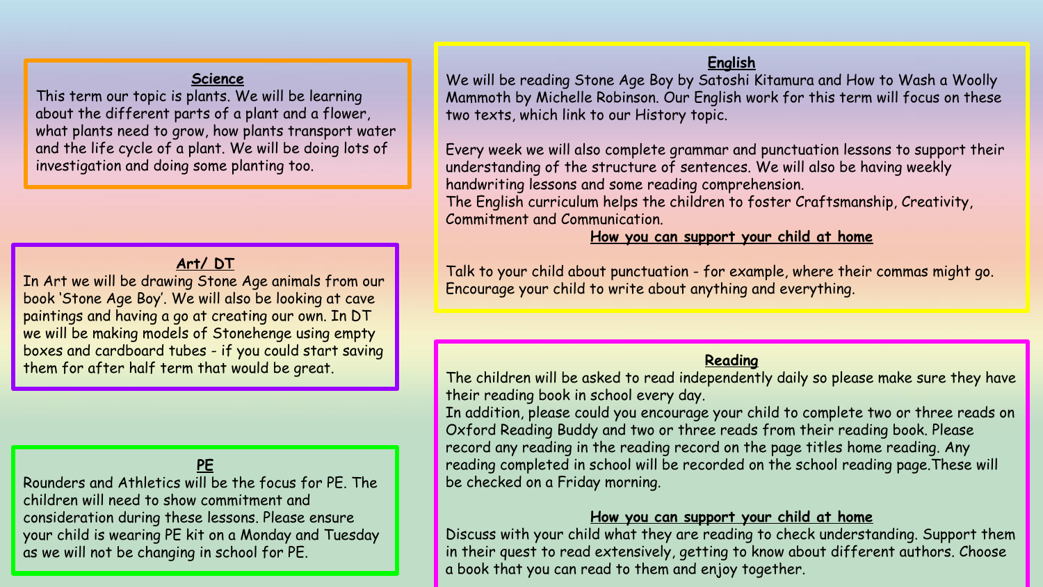## Science

This term our topic is plants. We will be learning about the different parts of a plant and a flower, what plants need to grow, how plants transport water and the life cycle of a plant. We will be doing lots of investigation and doing some planting too.

## Art/ DT

In Art we will be drawing Stone Age animals from our book 'Stone Age Boy'. We will also be looking at cave paintings and having a go at creating our own. In DT we will be making models of Stonehenge using empty boxes and cardboard tubes - if you could start saving them for after half term that would be great.

## PE

Rounders and Athletics will be the focus for PE. The children will need to show commitment and consideration during these lessons. Please ensure your child is wearing PE kit on a Monday and Tuesday as we will not be changing in school for PE.

## English

We will be reading Stone Age Boy by Satoshi Kitamura and How to Wash a Woolly Mammoth by Michelle Robinson. Our English work for this term will focus on these two texts, which link to our History topic.

Every week we will also complete grammar and punctuation lessons to support their understanding of the structure of sentences. We will also be having weekly handwriting lessons and some reading comprehension.
The English curriculum helps the children to foster Craftsmanship, Creativity, Commitment and Communication.

### How you can support your child at home

Talk to your child about punctuation - for example, where their commas might go. Encourage your child to write about anything and everything.

## Reading

The children will be asked to read independently daily so please make sure they have their reading book in school every day.
In addition, please could you encourage your child to complete two or three reads on Oxford Reading Buddy and two or three reads from their reading book. Please record any reading in the reading record on the page titles home reading. Any reading completed in school will be recorded on the school reading page.These will be checked on a Friday morning.

### How you can support your child at home

Discuss with your child what they are reading to check understanding. Support them in their quest to read extensively, getting to know about different authors. Choose a book that you can read to them and enjoy together.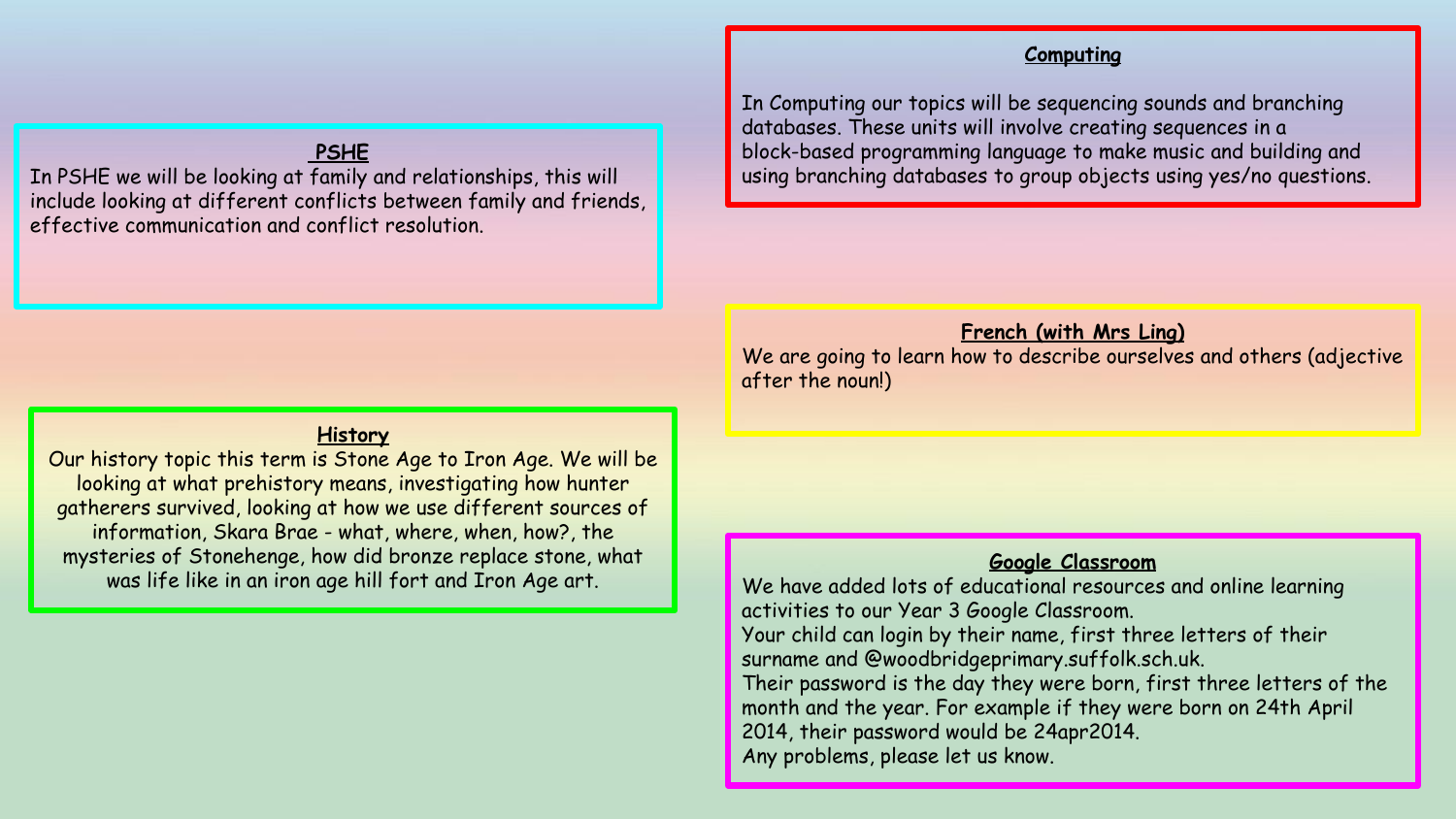## PSHE

In PSHE we will be looking at family and relationships, this will include looking at different conflicts between family and friends, effective communication and conflict resolution.

## History

Our history topic this term is Stone Age to Iron Age. We will be looking at what prehistory means, investigating how hunter gatherers survived, looking at how we use different sources of information, Skara Brae - what, where, when, how?, the mysteries of Stonehenge, how did bronze replace stone, what was life like in an iron age hill fort and Iron Age art.

## Computing

In Computing our topics will be sequencing sounds and branching databases. These units will involve creating sequences in a block-based programming language to make music and building and using branching databases to group objects using yes/no questions.

## French (with Mrs Ling)

We are going to learn how to describe ourselves and others (adjective after the noun!)

## Google Classroom

We have added lots of educational resources and online learning activities to our Year 3 Google Classroom.

Your child can login by their name, first three letters of their surname and @woodbridgeprimary.suffolk.sch.uk.

Their password is the day they were born, first three letters of the month and the year. For example if they were born on 24th April 2014, their password would be 24apr2014.

Any problems, please let us know.